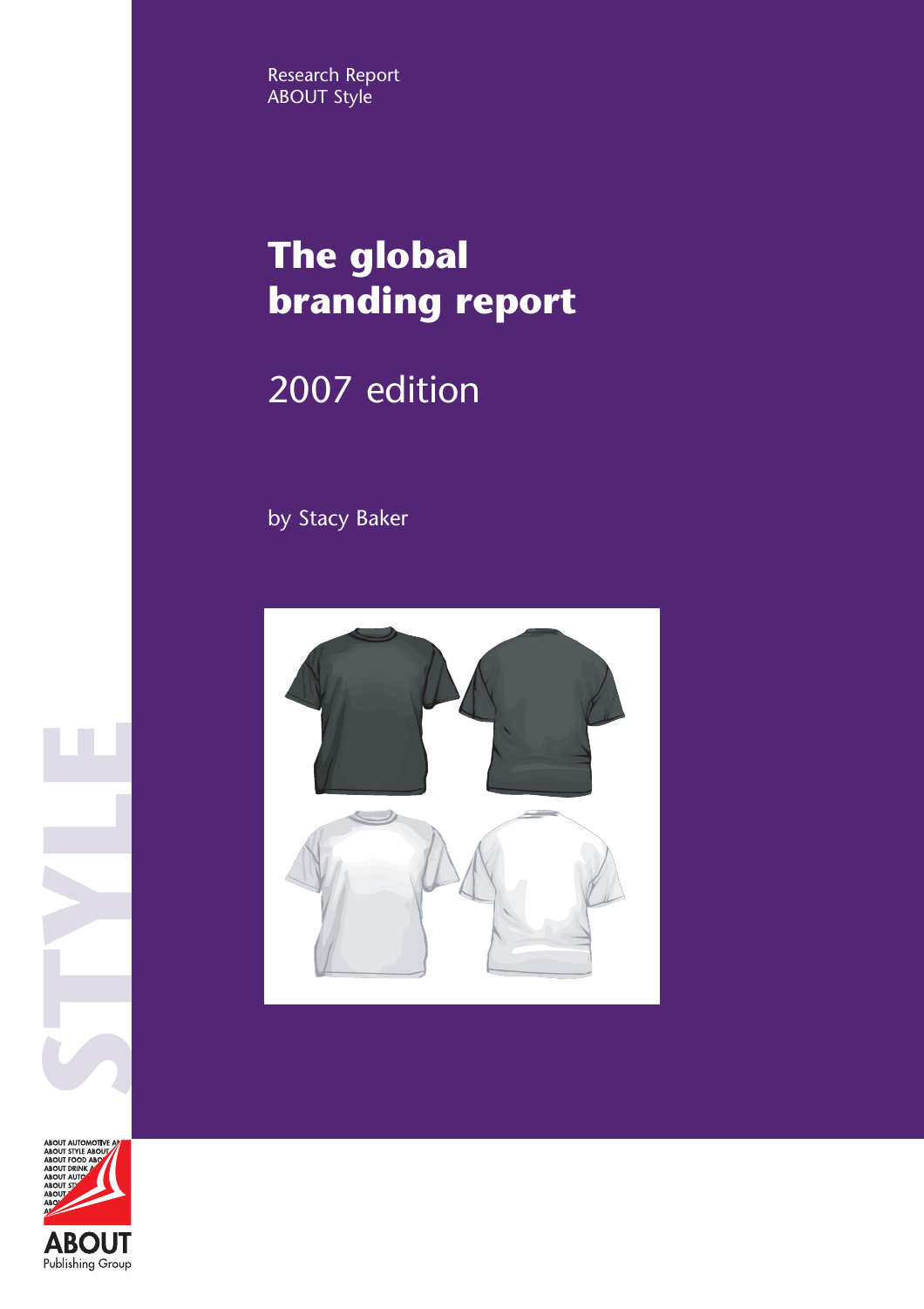Research Report
ABOUT Style

# The global branding report

## 2007 edition

by Stacy Baker

STYLE

ABOUT
Publishing Group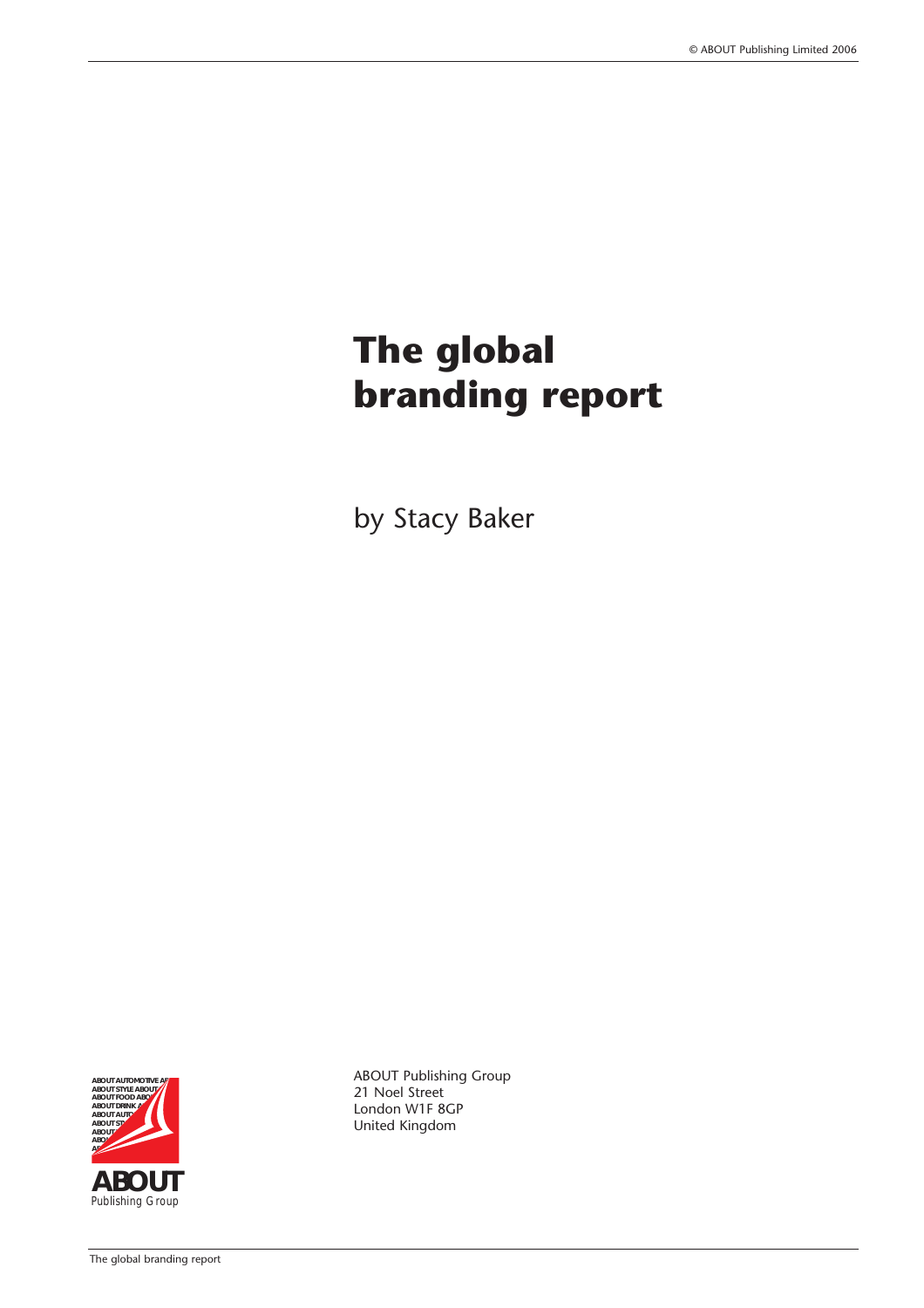# The global branding report

by Stacy Baker

ABOUT Publishing Group
21 Noel Street
London W1F 8GP
United Kingdom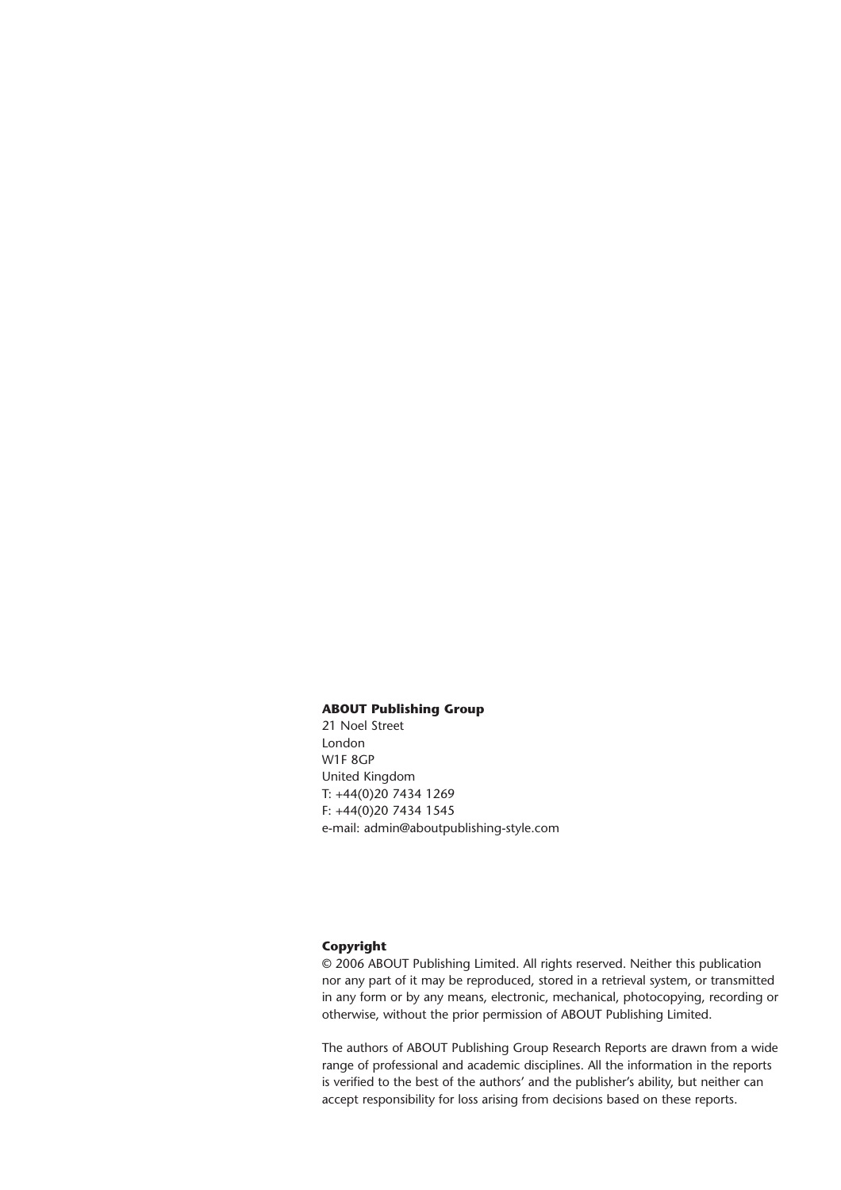**ABOUT Publishing Group**
21 Noel Street
London
W1F 8GP
United Kingdom
T: +44(0)20 7434 1269
F: +44(0)20 7434 1545
e-mail: admin@aboutpublishing-style.com

**Copyright**
© 2006 ABOUT Publishing Limited. All rights reserved. Neither this publication nor any part of it may be reproduced, stored in a retrieval system, or transmitted in any form or by any means, electronic, mechanical, photocopying, recording or otherwise, without the prior permission of ABOUT Publishing Limited.

The authors of ABOUT Publishing Group Research Reports are drawn from a wide range of professional and academic disciplines. All the information in the reports is verified to the best of the authors' and the publisher's ability, but neither can accept responsibility for loss arising from decisions based on these reports.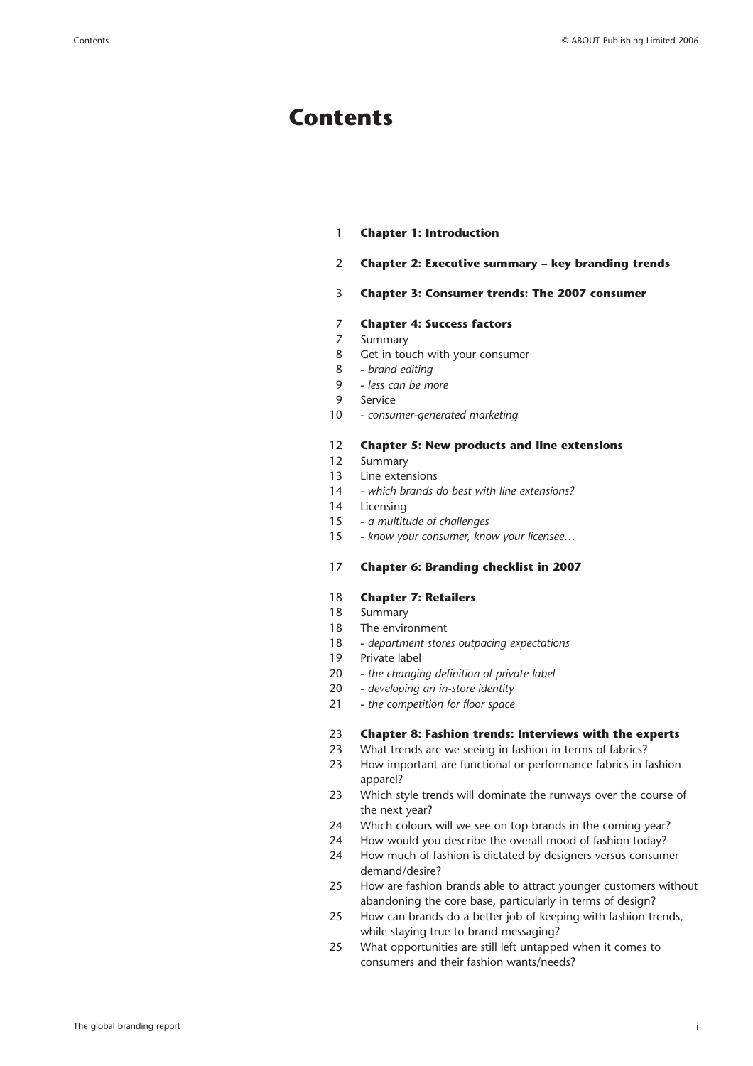# Contents

| | |
|---|---|
| 1 | **Chapter 1: Introduction** |
| 2 | **Chapter 2: Executive summary – key branding trends** |
| 3 | **Chapter 3: Consumer trends: The 2007 consumer** |
| 7 | **Chapter 4: Success factors** |
| 7 | Summary |
| 8 | Get in touch with your consumer |
| 8 | - *brand editing* |
| 9 | - *less can be more* |
| 9 | Service |
| 10 | - *consumer-generated marketing* |
| 12 | **Chapter 5: New products and line extensions** |
| 12 | Summary |
| 13 | Line extensions |
| 14 | - *which brands do best with line extensions?* |
| 14 | Licensing |
| 15 | - *a multitude of challenges* |
| 15 | - *know your consumer, know your licensee…* |
| 17 | **Chapter 6: Branding checklist in 2007** |
| 18 | **Chapter 7: Retailers** |
| 18 | Summary |
| 18 | The environment |
| 18 | - *department stores outpacing expectations* |
| 19 | Private label |
| 20 | - *the changing definition of private label* |
| 20 | - *developing an in-store identity* |
| 21 | - *the competition for floor space* |
| 23 | **Chapter 8: Fashion trends: Interviews with the experts** |
| 23 | What trends are we seeing in fashion in terms of fabrics? |
| 23 | How important are functional or performance fabrics in fashion apparel? |
| 23 | Which style trends will dominate the runways over the course of the next year? |
| 24 | Which colours will we see on top brands in the coming year? |
| 24 | How would you describe the overall mood of fashion today? |
| 24 | How much of fashion is dictated by designers versus consumer demand/desire? |
| 25 | How are fashion brands able to attract younger customers without abandoning the core base, particularly in terms of design? |
| 25 | How can brands do a better job of keeping with fashion trends, while staying true to brand messaging? |
| 25 | What opportunities are still left untapped when it comes to consumers and their fashion wants/needs? |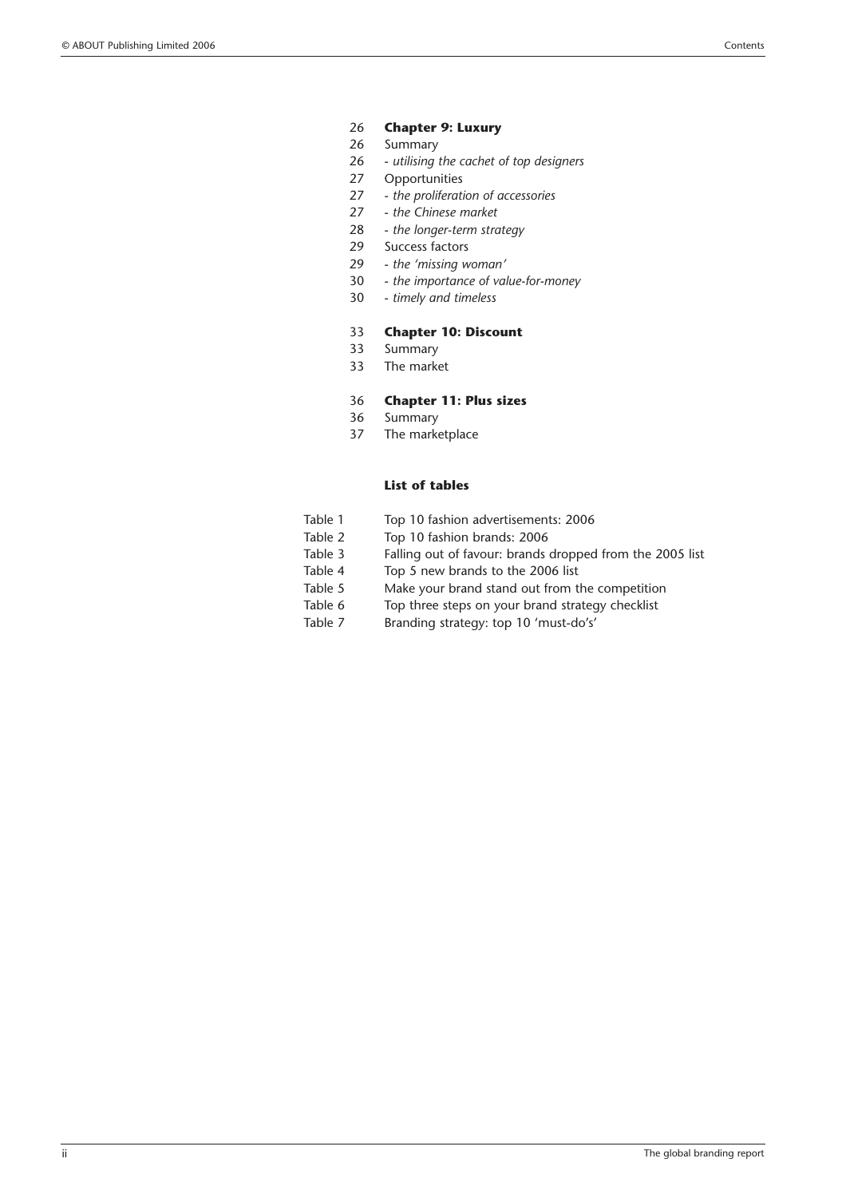26 **Chapter 9: Luxury**
26 Summary
26 - *utilising the cachet of top designers*
27 Opportunities
27 - *the proliferation of accessories*
27 - *the Chinese market*
28 - *the longer-term strategy*
29 Success factors
29 - *the 'missing woman'*
30 - *the importance of value-for-money*
30 - *timely and timeless*

33 **Chapter 10: Discount**
33 Summary
33 The market

36 **Chapter 11: Plus sizes**
36 Summary
37 The marketplace

**List of tables**

Table 1 Top 10 fashion advertisements: 2006
Table 2 Top 10 fashion brands: 2006
Table 3 Falling out of favour: brands dropped from the 2005 list
Table 4 Top 5 new brands to the 2006 list
Table 5 Make your brand stand out from the competition
Table 6 Top three steps on your brand strategy checklist
Table 7 Branding strategy: top 10 'must-do's'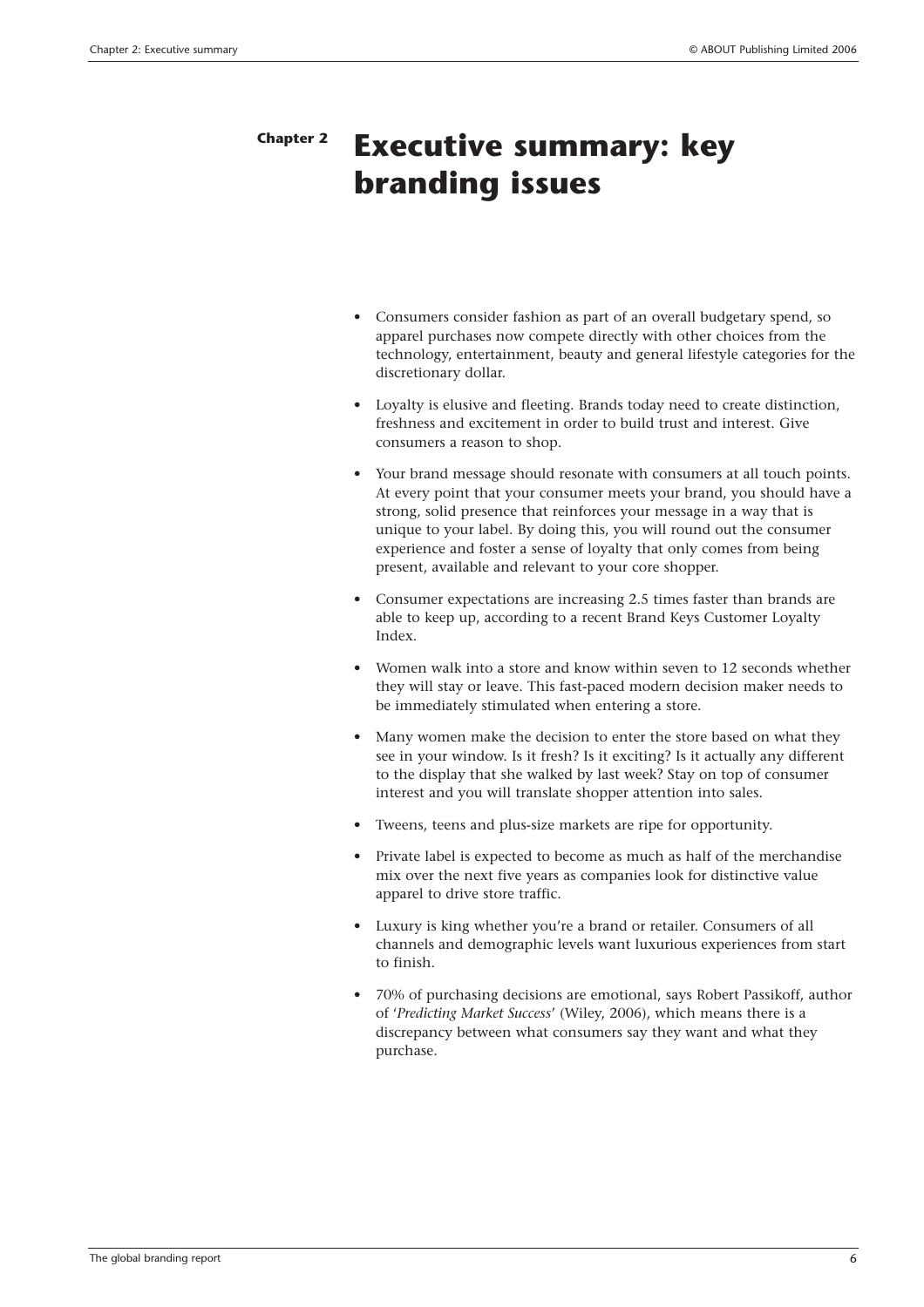# Chapter 2 Executive summary: key branding issues

- Consumers consider fashion as part of an overall budgetary spend, so apparel purchases now compete directly with other choices from the technology, entertainment, beauty and general lifestyle categories for the discretionary dollar.
- Loyalty is elusive and fleeting. Brands today need to create distinction, freshness and excitement in order to build trust and interest. Give consumers a reason to shop.
- Your brand message should resonate with consumers at all touch points. At every point that your consumer meets your brand, you should have a strong, solid presence that reinforces your message in a way that is unique to your label. By doing this, you will round out the consumer experience and foster a sense of loyalty that only comes from being present, available and relevant to your core shopper.
- Consumer expectations are increasing 2.5 times faster than brands are able to keep up, according to a recent Brand Keys Customer Loyalty Index.
- Women walk into a store and know within seven to 12 seconds whether they will stay or leave. This fast-paced modern decision maker needs to be immediately stimulated when entering a store.
- Many women make the decision to enter the store based on what they see in your window. Is it fresh? Is it exciting? Is it actually any different to the display that she walked by last week? Stay on top of consumer interest and you will translate shopper attention into sales.
- Tweens, teens and plus-size markets are ripe for opportunity.
- Private label is expected to become as much as half of the merchandise mix over the next five years as companies look for distinctive value apparel to drive store traffic.
- Luxury is king whether you're a brand or retailer. Consumers of all channels and demographic levels want luxurious experiences from start to finish.
- 70% of purchasing decisions are emotional, says Robert Passikoff, author of '*Predicting Market Success*' (Wiley, 2006), which means there is a discrepancy between what consumers say they want and what they purchase.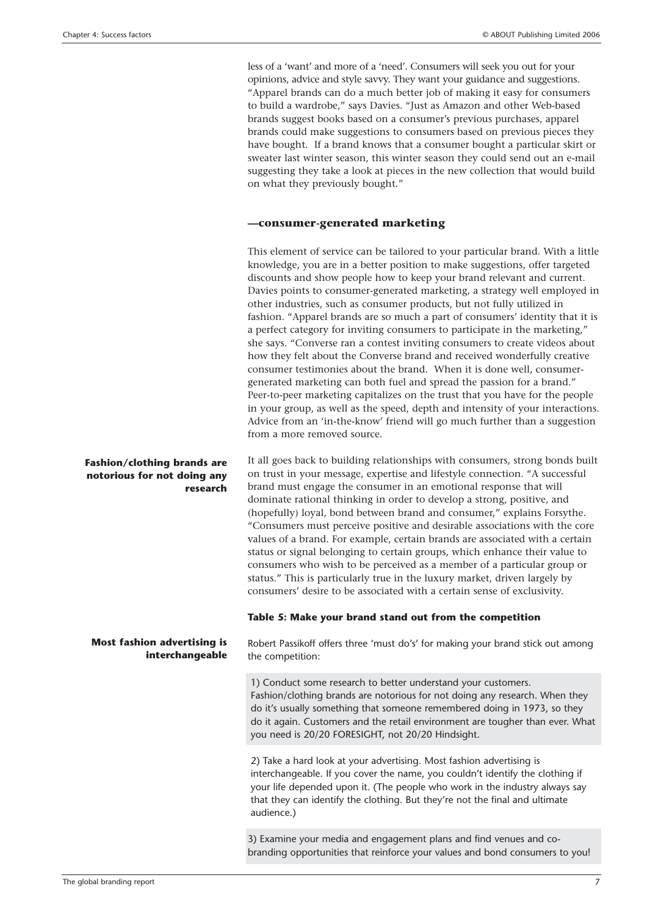less of a 'want' and more of a 'need'. Consumers will seek you out for your opinions, advice and style savvy. They want your guidance and suggestions. "Apparel brands can do a much better job of making it easy for consumers to build a wardrobe," says Davies. "Just as Amazon and other Web-based brands suggest books based on a consumer's previous purchases, apparel brands could make suggestions to consumers based on previous pieces they have bought. If a brand knows that a consumer bought a particular skirt or sweater last winter season, this winter season they could send out an e-mail suggesting they take a look at pieces in the new collection that would build on what they previously bought."

### —consumer-generated marketing

This element of service can be tailored to your particular brand. With a little knowledge, you are in a better position to make suggestions, offer targeted discounts and show people how to keep your brand relevant and current. Davies points to consumer-generated marketing, a strategy well employed in other industries, such as consumer products, but not fully utilized in fashion. "Apparel brands are so much a part of consumers' identity that it is a perfect category for inviting consumers to participate in the marketing," she says. "Converse ran a contest inviting consumers to create videos about how they felt about the Converse brand and received wonderfully creative consumer testimonies about the brand. When it is done well, consumer-generated marketing can both fuel and spread the passion for a brand." Peer-to-peer marketing capitalizes on the trust that you have for the people in your group, as well as the speed, depth and intensity of your interactions. Advice from an 'in-the-know' friend will go much further than a suggestion from a more removed source.

**Fashion/clothing brands are notorious for not doing any research**

It all goes back to building relationships with consumers, strong bonds built on trust in your message, expertise and lifestyle connection. "A successful brand must engage the consumer in an emotional response that will dominate rational thinking in order to develop a strong, positive, and (hopefully) loyal, bond between brand and consumer," explains Forsythe. "Consumers must perceive positive and desirable associations with the core values of a brand. For example, certain brands are associated with a certain status or signal belonging to certain groups, which enhance their value to consumers who wish to be perceived as a member of a particular group or status." This is particularly true in the luxury market, driven largely by consumers' desire to be associated with a certain sense of exclusivity.

**Most fashion advertising is interchangeable**

**Table 5: Make your brand stand out from the competition**

Robert Passikoff offers three 'must do's' for making your brand stick out among the competition:

1) Conduct some research to better understand your customers. Fashion/clothing brands are notorious for not doing any research. When they do it's usually something that someone remembered doing in 1973, so they do it again. Customers and the retail environment are tougher than ever. What you need is 20/20 FORESIGHT, not 20/20 Hindsight.

2) Take a hard look at your advertising. Most fashion advertising is interchangeable. If you cover the name, you couldn't identify the clothing if your life depended upon it. (The people who work in the industry always say that they can identify the clothing. But they're not the final and ultimate audience.)

3) Examine your media and engagement plans and find venues and co-branding opportunities that reinforce your values and bond consumers to you!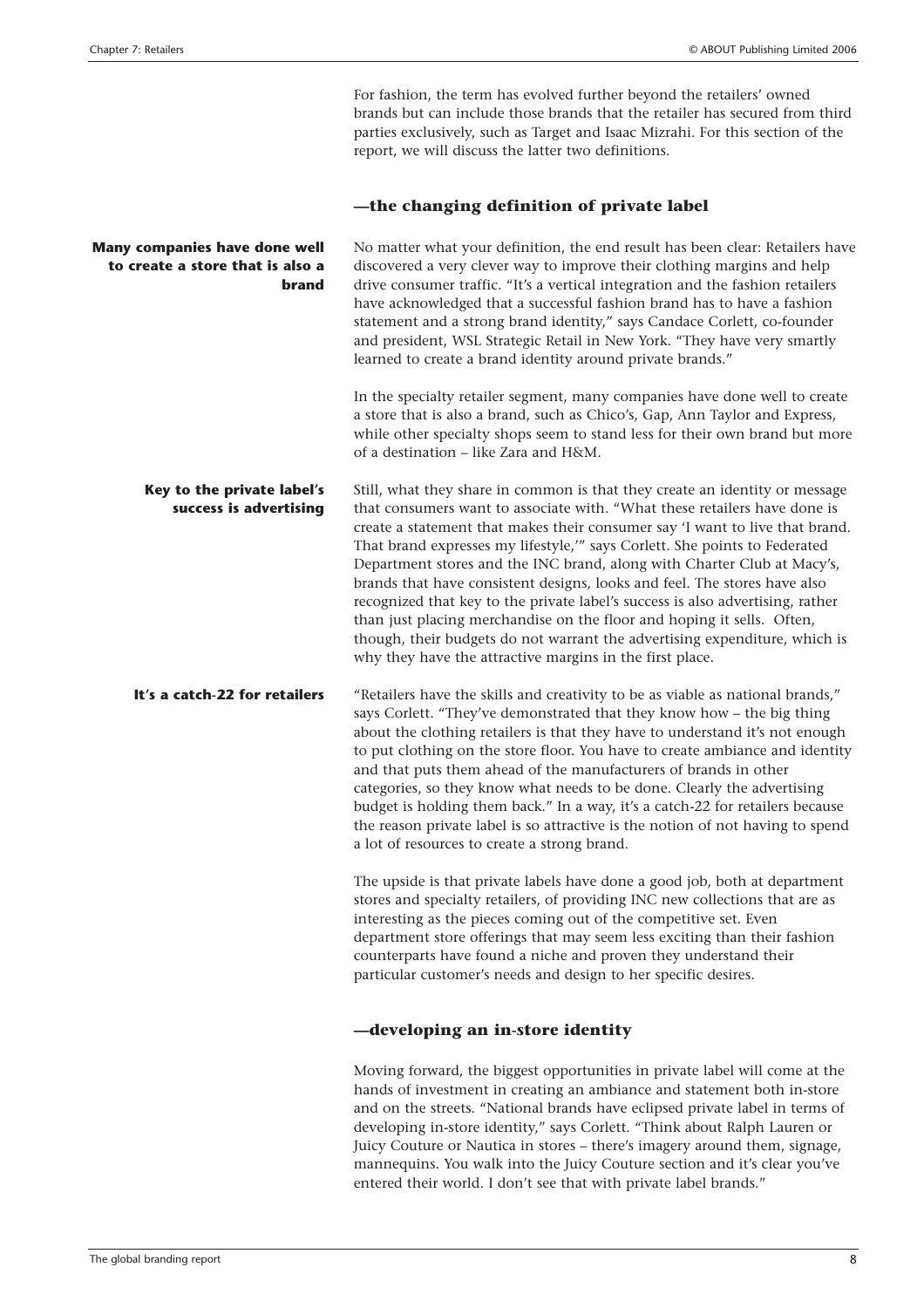For fashion, the term has evolved further beyond the retailers' owned brands but can include those brands that the retailer has secured from third parties exclusively, such as Target and Isaac Mizrahi. For this section of the report, we will discuss the latter two definitions.

### —the changing definition of private label

**Many companies have done well to create a store that is also a brand**

No matter what your definition, the end result has been clear: Retailers have discovered a very clever way to improve their clothing margins and help drive consumer traffic. "It's a vertical integration and the fashion retailers have acknowledged that a successful fashion brand has to have a fashion statement and a strong brand identity," says Candace Corlett, co-founder and president, WSL Strategic Retail in New York. "They have very smartly learned to create a brand identity around private brands."

In the specialty retailer segment, many companies have done well to create a store that is also a brand, such as Chico's, Gap, Ann Taylor and Express, while other specialty shops seem to stand less for their own brand but more of a destination – like Zara and H&M.

**Key to the private label's success is advertising**

Still, what they share in common is that they create an identity or message that consumers want to associate with. "What these retailers have done is create a statement that makes their consumer say 'I want to live that brand. That brand expresses my lifestyle,'" says Corlett. She points to Federated Department stores and the INC brand, along with Charter Club at Macy's, brands that have consistent designs, looks and feel. The stores have also recognized that key to the private label's success is also advertising, rather than just placing merchandise on the floor and hoping it sells. Often, though, their budgets do not warrant the advertising expenditure, which is why they have the attractive margins in the first place.

**It's a catch-22 for retailers**

"Retailers have the skills and creativity to be as viable as national brands," says Corlett. "They've demonstrated that they know how – the big thing about the clothing retailers is that they have to understand it's not enough to put clothing on the store floor. You have to create ambiance and identity and that puts them ahead of the manufacturers of brands in other categories, so they know what needs to be done. Clearly the advertising budget is holding them back." In a way, it's a catch-22 for retailers because the reason private label is so attractive is the notion of not having to spend a lot of resources to create a strong brand.

The upside is that private labels have done a good job, both at department stores and specialty retailers, of providing INC new collections that are as interesting as the pieces coming out of the competitive set. Even department store offerings that may seem less exciting than their fashion counterparts have found a niche and proven they understand their particular customer's needs and design to her specific desires.

### —developing an in-store identity

Moving forward, the biggest opportunities in private label will come at the hands of investment in creating an ambiance and statement both in-store and on the streets. "National brands have eclipsed private label in terms of developing in-store identity," says Corlett. "Think about Ralph Lauren or Juicy Couture or Nautica in stores – there's imagery around them, signage, mannequins. You walk into the Juicy Couture section and it's clear you've entered their world. I don't see that with private label brands."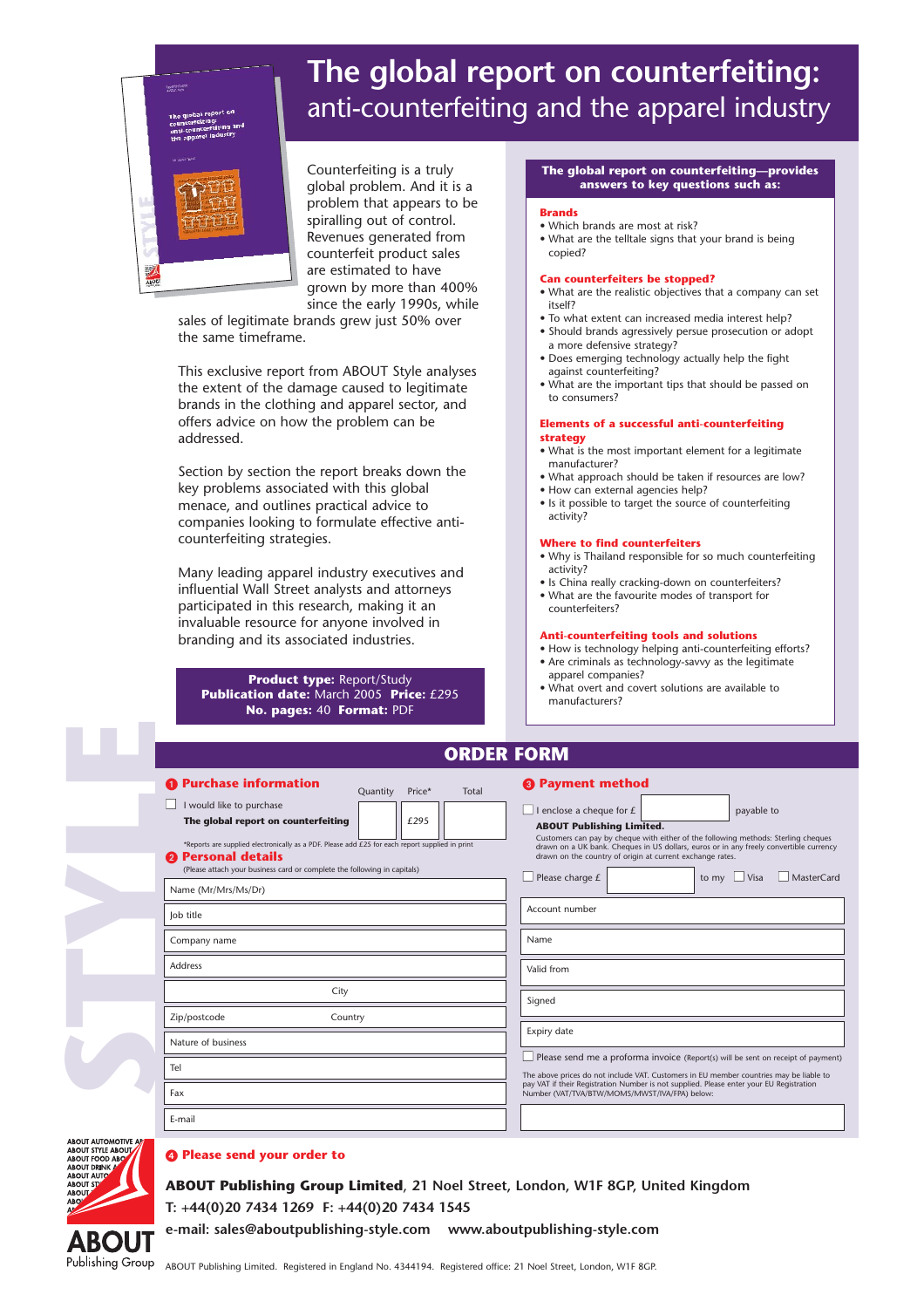# The global report on counterfeiting:
## anti-counterfeiting and the apparel industry

Counterfeiting is a truly global problem. And it is a problem that appears to be spiralling out of control. Revenues generated from counterfeit product sales are estimated to have grown by more than 400% since the early 1990s, while sales of legitimate brands grew just 50% over the same timeframe.

This exclusive report from ABOUT Style analyses the extent of the damage caused to legitimate brands in the clothing and apparel sector, and offers advice on how the problem can be addressed.

Section by section the report breaks down the key problems associated with this global menace, and outlines practical advice to companies looking to formulate effective anti-counterfeiting strategies.

Many leading apparel industry executives and influential Wall Street analysts and attorneys participated in this research, making it an invaluable resource for anyone involved in branding and its associated industries.

**Product type:** Report/Study
**Publication date:** March 2005 **Price:** £295
**No. pages:** 40 **Format:** PDF

### The global report on counterfeiting—provides answers to key questions such as:

**Brands**
- Which brands are most at risk?
- What are the telltale signs that your brand is being copied?

**Can counterfeiters be stopped?**
- What are the realistic objectives that a company can set itself?
- To what extent can increased media interest help?
- Should brands agressively persue prosecution or adopt a more defensive strategy?
- Does emerging technology actually help the fight against counterfeiting?
- What are the important tips that should be passed on to consumers?

**Elements of a successful anti-counterfeiting strategy**
- What is the most important element for a legitimate manufacturer?
- What approach should be taken if resources are low?
- How can external agencies help?
- Is it possible to target the source of counterfeiting activity?

**Where to find counterfeiters**
- Why is Thailand responsible for so much counterfeiting activity?
- Is China really cracking-down on counterfeiters?
- What are the favourite modes of transport for counterfeiters?

**Anti-counterfeiting tools and solutions**
- How is technology helping anti-counterfeiting efforts?
- Are criminals as technology-savvy as the legitimate apparel companies?
- What overt and covert solutions are available to manufacturers?

## ORDER FORM

### 1 Purchase information

| | Quantity | Price* | Total |
|---|---|---|---|
| ☐ I would like to purchase **The global report on counterfeiting** | | £295 | |

*Reports are supplied electronically as a PDF. Please add £25 for each report supplied in print

### 2 Personal details

(Please attach your business card or complete the following in capitals)

- Name (Mr/Ms/Mrs/Dr)
- Job title
- Company name
- Address
- City
- Zip/postcode    Country
- Nature of business
- Tel
- Fax
- E-mail

### 3 Payment method

☐ I enclose a cheque for £ ______ payable to **ABOUT Publishing Limited.**

Customers can pay by cheque with either of the following methods: Sterling cheques drawn on a UK bank. Cheques in US dollars, euros or in any freely convertible currency drawn on the country of origin at current exchange rates.

☐ Please charge £ ______ to my ☐ Visa ☐ MasterCard

- Account number
- Name
- Valid from
- Signed
- Expiry date

☐ Please send me a proforma invoice (Report(s) will be sent on receipt of payment)

The above prices do not include VAT. Customers in EU member countries may be liable to pay VAT if their Registration Number is not supplied. Please enter your EU Registration Number (VAT/TVA/BTW/MOMS/MWST/IVA/FPA) below:

### 4 Please send your order to

**ABOUT Publishing Group Limited**, 21 Noel Street, London, W1F 8GP, United Kingdom
T: +44(0)20 7434 1269 F: +44(0)20 7434 1545
e-mail: sales@aboutpublishing-style.com www.aboutpublishing-style.com

ABOUT Publishing Limited. Registered in England No. 4344194. Registered office: 21 Noel Street, London, W1F 8GP.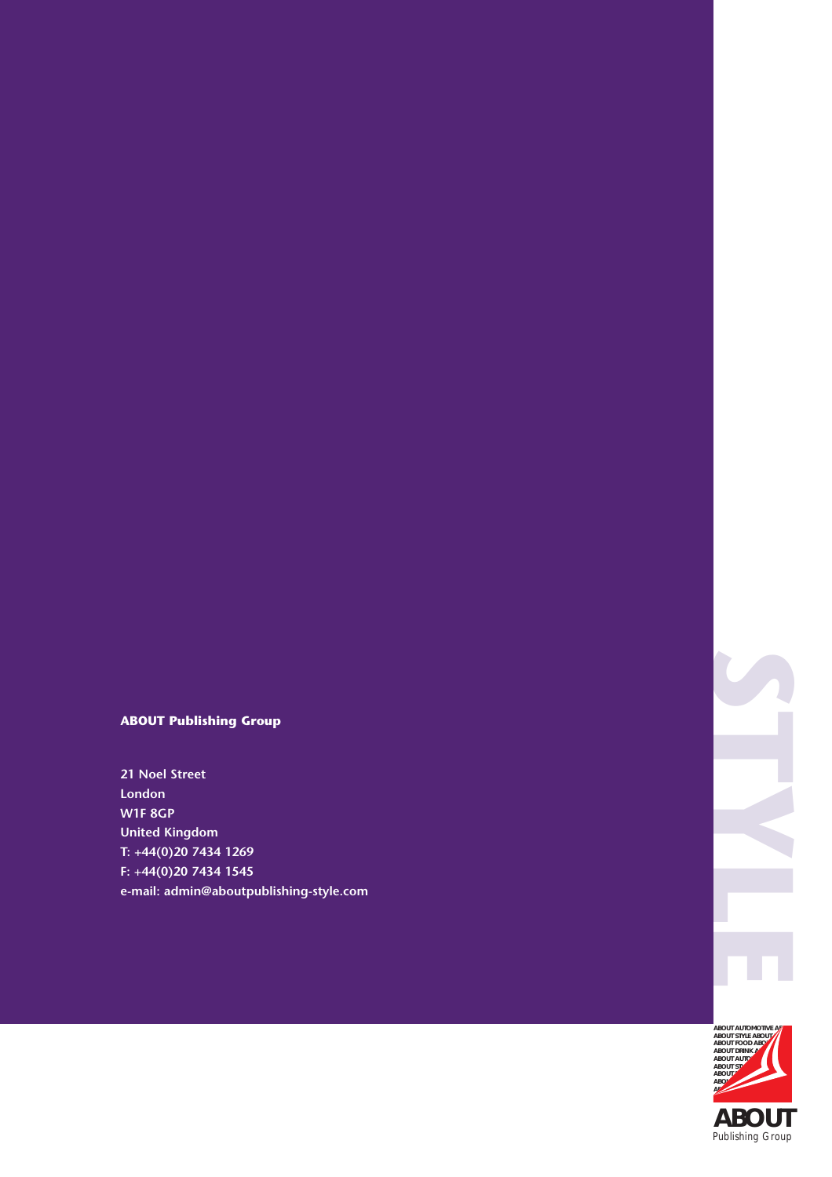**ABOUT Publishing Group**

21 Noel Street
London
W1F 8GP
United Kingdom
T: +44(0)20 7434 1269
F: +44(0)20 7434 1545
e-mail: admin@aboutpublishing-style.com

STYLE

ABOUT
Publishing Group